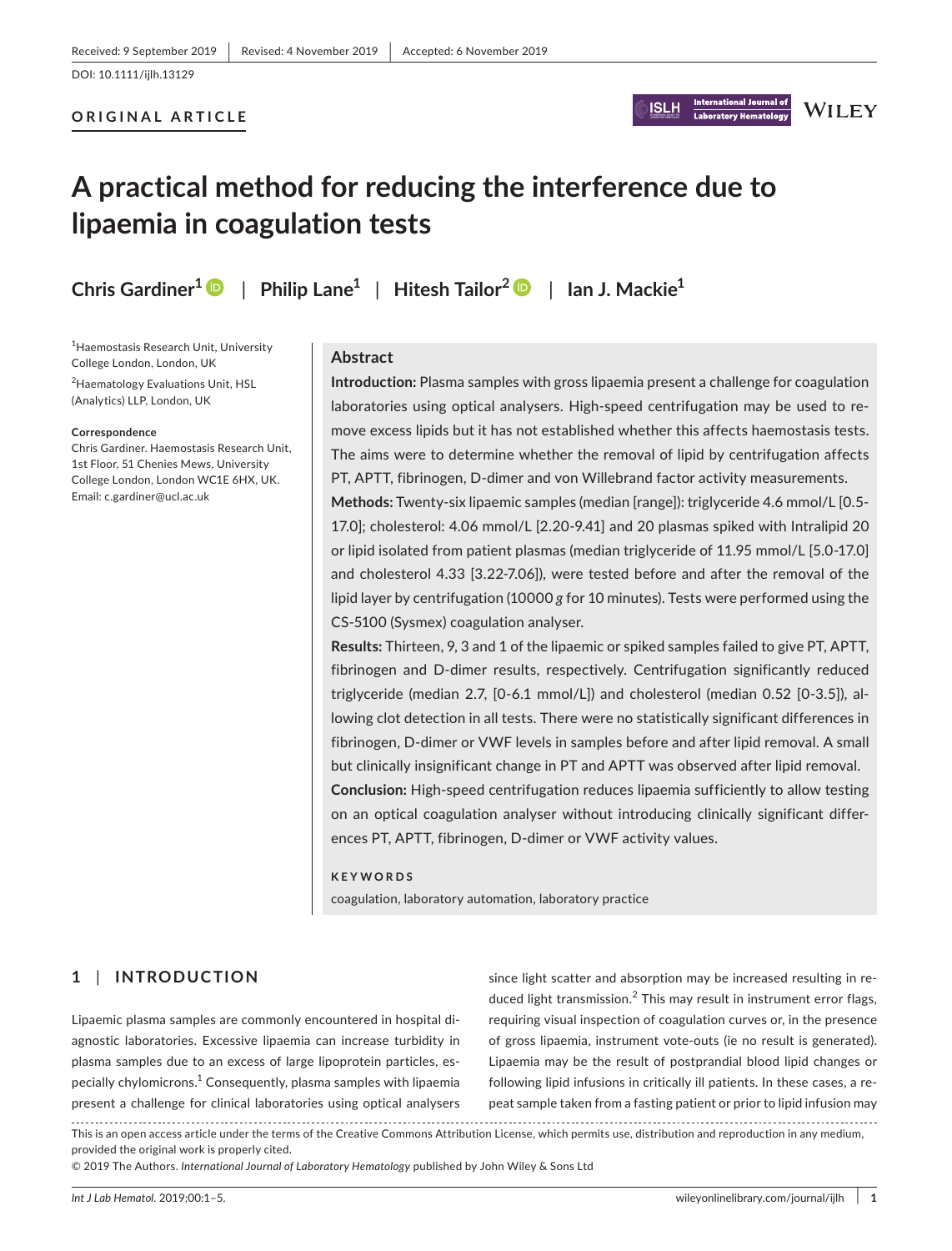Received: 9 September 2019 | Revised: 4 November 2019 | Accepted: 6 November 2019

DOI: 10.1111/ijlh.13129

**ORIGINAL ARTICLE**

# A practical method for reducing the interference due to lipaemia in coagulation tests

**Chris Gardiner**[1] | **Philip Lane**[1] | **Hitesh Tailor**[2] | **Ian J. Mackie**[1]

[1]Haemostasis Research Unit, University College London, London, UK

[2]Haematology Evaluations Unit, HSL (Analytics) LLP, London, UK

**Correspondence**
Chris Gardiner. Haemostasis Research Unit, 1st Floor, 51 Chenies Mews, University College London, London WC1E 6HX, UK.
Email: c.gardiner@ucl.ac.uk

## Abstract

**Introduction:** Plasma samples with gross lipaemia present a challenge for coagulation laboratories using optical analysers. High-speed centrifugation may be used to remove excess lipids but it has not established whether this affects haemostasis tests. The aims were to determine whether the removal of lipid by centrifugation affects PT, APTT, fibrinogen, D-dimer and von Willebrand factor activity measurements.

**Methods:** Twenty-six lipaemic samples (median [range]): triglyceride 4.6 mmol/L [0.5-17.0]; cholesterol: 4.06 mmol/L [2.20-9.41] and 20 plasmas spiked with Intralipid 20 or lipid isolated from patient plasmas (median triglyceride of 11.95 mmol/L [5.0-17.0] and cholesterol 4.33 [3.22-7.06]), were tested before and after the removal of the lipid layer by centrifugation (10000 *g* for 10 minutes). Tests were performed using the CS-5100 (Sysmex) coagulation analyser.

**Results:** Thirteen, 9, 3 and 1 of the lipaemic or spiked samples failed to give PT, APTT, fibrinogen and D-dimer results, respectively. Centrifugation significantly reduced triglyceride (median 2.7, [0-6.1 mmol/L]) and cholesterol (median 0.52 [0-3.5]), allowing clot detection in all tests. There were no statistically significant differences in fibrinogen, D-dimer or VWF levels in samples before and after lipid removal. A small but clinically insignificant change in PT and APTT was observed after lipid removal.

**Conclusion:** High-speed centrifugation reduces lipaemia sufficiently to allow testing on an optical coagulation analyser without introducing clinically significant differences PT, APTT, fibrinogen, D-dimer or VWF activity values.

**KEYWORDS**

coagulation, laboratory automation, laboratory practice

## 1 | INTRODUCTION

Lipaemic plasma samples are commonly encountered in hospital diagnostic laboratories. Excessive lipaemia can increase turbidity in plasma samples due to an excess of large lipoprotein particles, especially chylomicrons.[1] Consequently, plasma samples with lipaemia present a challenge for clinical laboratories using optical analysers since light scatter and absorption may be increased resulting in reduced light transmission.[2] This may result in instrument error flags, requiring visual inspection of coagulation curves or, in the presence of gross lipaemia, instrument vote-outs (ie no result is generated). Lipaemia may be the result of postprandial blood lipid changes or following lipid infusions in critically ill patients. In these cases, a repeat sample taken from a fasting patient or prior to lipid infusion may

This is an open access article under the terms of the Creative Commons Attribution License, which permits use, distribution and reproduction in any medium, provided the original work is properly cited.

© 2019 The Authors. *International Journal of Laboratory Hematology* published by John Wiley & Sons Ltd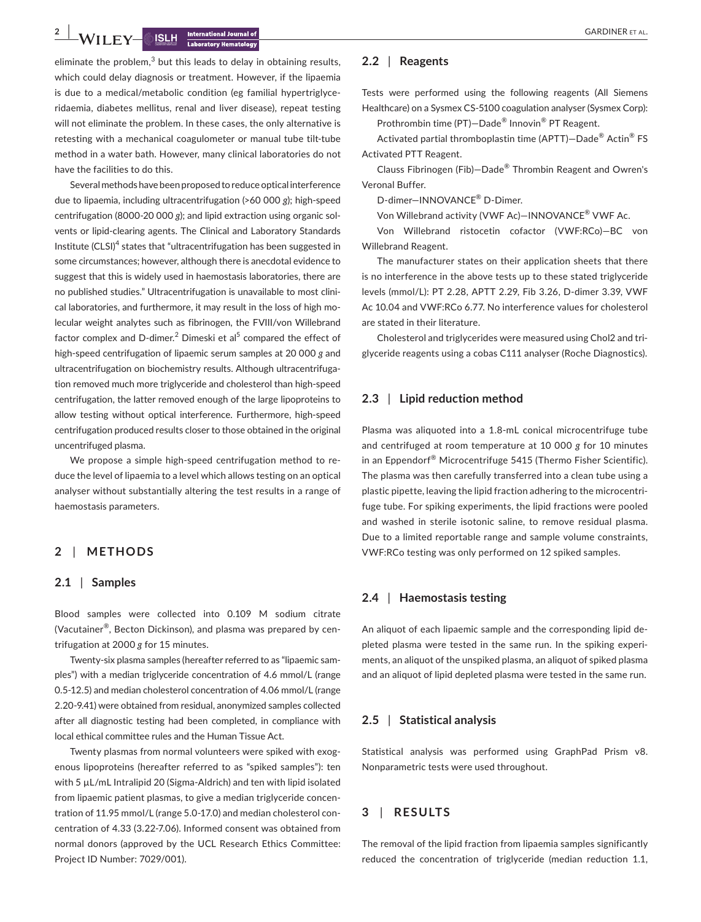eliminate the problem,[3] but this leads to delay in obtaining results, which could delay diagnosis or treatment. However, if the lipaemia is due to a medical/metabolic condition (eg familial hypertriglyceridaemia, diabetes mellitus, renal and liver disease), repeat testing will not eliminate the problem. In these cases, the only alternative is retesting with a mechanical coagulometer or manual tube tilt-tube method in a water bath. However, many clinical laboratories do not have the facilities to do this.

Several methods have been proposed to reduce optical interference due to lipaemia, including ultracentrifugation (>60 000 *g*); high-speed centrifugation (8000-20 000 *g*); and lipid extraction using organic solvents or lipid-clearing agents. The Clinical and Laboratory Standards Institute (CLSI)[4] states that "ultracentrifugation has been suggested in some circumstances; however, although there is anecdotal evidence to suggest that this is widely used in haemostasis laboratories, there are no published studies." Ultracentrifugation is unavailable to most clinical laboratories, and furthermore, it may result in the loss of high molecular weight analytes such as fibrinogen, the FVIII/von Willebrand factor complex and D-dimer.[2] Dimeski et al[5] compared the effect of high-speed centrifugation of lipaemic serum samples at 20 000 *g* and ultracentrifugation on biochemistry results. Although ultracentrifugation removed much more triglyceride and cholesterol than high-speed centrifugation, the latter removed enough of the large lipoproteins to allow testing without optical interference. Furthermore, high-speed centrifugation produced results closer to those obtained in the original uncentrifuged plasma.

We propose a simple high-speed centrifugation method to reduce the level of lipaemia to a level which allows testing on an optical analyser without substantially altering the test results in a range of haemostasis parameters.

## 2 | METHODS

### 2.1 | Samples

Blood samples were collected into 0.109 M sodium citrate (Vacutainer®, Becton Dickinson), and plasma was prepared by centrifugation at 2000 *g* for 15 minutes.

Twenty-six plasma samples (hereafter referred to as "lipaemic samples") with a median triglyceride concentration of 4.6 mmol/L (range 0.5-12.5) and median cholesterol concentration of 4.06 mmol/L (range 2.20-9.41) were obtained from residual, anonymized samples collected after all diagnostic testing had been completed, in compliance with local ethical committee rules and the Human Tissue Act.

Twenty plasmas from normal volunteers were spiked with exogenous lipoproteins (hereafter referred to as "spiked samples"): ten with 5 μL/mL Intralipid 20 (Sigma-Aldrich) and ten with lipid isolated from lipaemic patient plasmas, to give a median triglyceride concentration of 11.95 mmol/L (range 5.0-17.0) and median cholesterol concentration of 4.33 (3.22-7.06). Informed consent was obtained from normal donors (approved by the UCL Research Ethics Committee: Project ID Number: 7029/001).

### 2.2 | Reagents

Tests were performed using the following reagents (All Siemens Healthcare) on a Sysmex CS-5100 coagulation analyser (Sysmex Corp):

Prothrombin time (PT)—Dade® Innovin® PT Reagent.

Activated partial thromboplastin time (APTT)—Dade® Actin® FS Activated PTT Reagent.

Clauss Fibrinogen (Fib)—Dade® Thrombin Reagent and Owren's Veronal Buffer.

D-dimer—INNOVANCE® D-Dimer.

Von Willebrand activity (VWF Ac)—INNOVANCE® VWF Ac.

Von Willebrand ristocetin cofactor (VWF:RCo)—BC von Willebrand Reagent.

The manufacturer states on their application sheets that there is no interference in the above tests up to these stated triglyceride levels (mmol/L): PT 2.28, APTT 2.29, Fib 3.26, D-dimer 3.39, VWF Ac 10.04 and VWF:RCo 6.77. No interference values for cholesterol are stated in their literature.

Cholesterol and triglycerides were measured using Chol2 and triglyceride reagents using a cobas C111 analyser (Roche Diagnostics).

### 2.3 | Lipid reduction method

Plasma was aliquoted into a 1.8-mL conical microcentrifuge tube and centrifuged at room temperature at 10 000 *g* for 10 minutes in an Eppendorf® Microcentrifuge 5415 (Thermo Fisher Scientific). The plasma was then carefully transferred into a clean tube using a plastic pipette, leaving the lipid fraction adhering to the microcentrifuge tube. For spiking experiments, the lipid fractions were pooled and washed in sterile isotonic saline, to remove residual plasma. Due to a limited reportable range and sample volume constraints, VWF:RCo testing was only performed on 12 spiked samples.

### 2.4 | Haemostasis testing

An aliquot of each lipaemic sample and the corresponding lipid depleted plasma were tested in the same run. In the spiking experiments, an aliquot of the unspiked plasma, an aliquot of spiked plasma and an aliquot of lipid depleted plasma were tested in the same run.

### 2.5 | Statistical analysis

Statistical analysis was performed using GraphPad Prism v8. Nonparametric tests were used throughout.

## 3 | RESULTS

The removal of the lipid fraction from lipaemia samples significantly reduced the concentration of triglyceride (median reduction 1.1,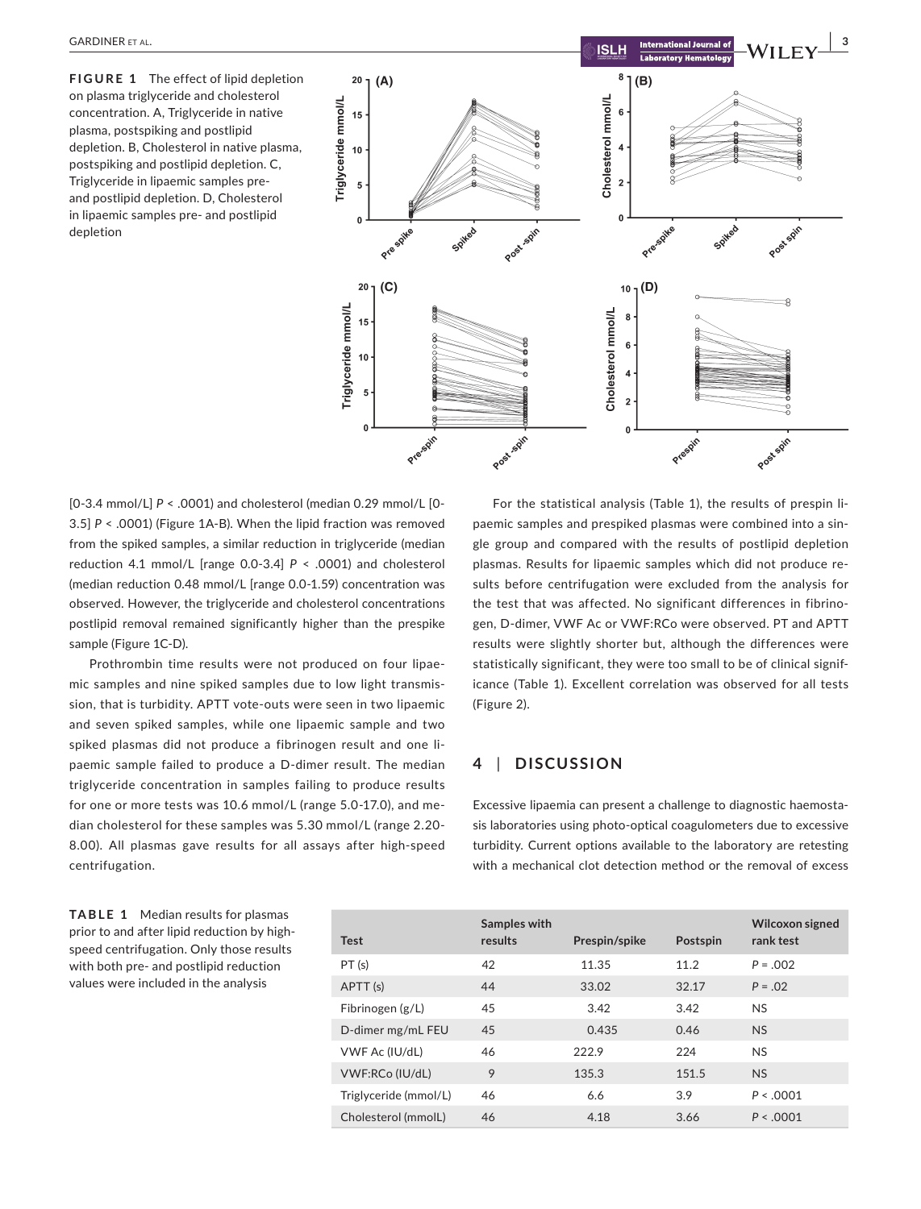**FIGURE 1** The effect of lipid depletion on plasma triglyceride and cholesterol concentration. A, Triglyceride in native plasma, postspiking and postlipid depletion. B, Cholesterol in native plasma, postspiking and postlipid depletion. C, Triglyceride in lipaemic samples pre- and postlipid depletion. D, Cholesterol in lipaemic samples pre- and postlipid depletion

[0-3.4 mmol/L] *P* < .0001) and cholesterol (median 0.29 mmol/L [0-3.5] *P* < .0001) (Figure 1A-B). When the lipid fraction was removed from the spiked samples, a similar reduction in triglyceride (median reduction 4.1 mmol/L [range 0.0-3.4] *P* < .0001) and cholesterol (median reduction 0.48 mmol/L [range 0.0-1.59) concentration was observed. However, the triglyceride and cholesterol concentrations postlipid removal remained significantly higher than the prespike sample (Figure 1C-D).

Prothrombin time results were not produced on four lipaemic samples and nine spiked samples due to low light transmission, that is turbidity. APTT vote-outs were seen in two lipaemic and seven spiked samples, while one lipaemic sample and two spiked plasmas did not produce a fibrinogen result and one lipaemic sample failed to produce a D-dimer result. The median triglyceride concentration in samples failing to produce results for one or more tests was 10.6 mmol/L (range 5.0-17.0), and median cholesterol for these samples was 5.30 mmol/L (range 2.20-8.00). All plasmas gave results for all assays after high-speed centrifugation.

For the statistical analysis (Table 1), the results of prespin lipaemic samples and prespiked plasmas were combined into a single group and compared with the results of postlipid depletion plasmas. Results for lipaemic samples which did not produce results before centrifugation were excluded from the analysis for the test that was affected. No significant differences in fibrinogen, D-dimer, VWF Ac or VWF:RCo were observed. PT and APTT results were slightly shorter but, although the differences were statistically significant, they were too small to be of clinical significance (Table 1). Excellent correlation was observed for all tests (Figure 2).

## 4 | DISCUSSION

Excessive lipaemia can present a challenge to diagnostic haemostasis laboratories using photo-optical coagulometers due to excessive turbidity. Current options available to the laboratory are retesting with a mechanical clot detection method or the removal of excess

**TABLE 1** Median results for plasmas prior to and after lipid reduction by high-speed centrifugation. Only those results with both pre- and postlipid reduction values were included in the analysis

| Test | Samples with results | Prespin/spike | Postspin | Wilcoxon signed rank test |
|---|---|---|---|---|
| PT (s) | 42 | 11.35 | 11.2 | *P* = .002 |
| APTT (s) | 44 | 33.02 | 32.17 | *P* = .02 |
| Fibrinogen (g/L) | 45 | 3.42 | 3.42 | NS |
| D-dimer mg/mL FEU | 45 | 0.435 | 0.46 | NS |
| VWF Ac (IU/dL) | 46 | 222.9 | 224 | NS |
| VWF:RCo (IU/dL) | 9 | 135.3 | 151.5 | NS |
| Triglyceride (mmol/L) | 46 | 6.6 | 3.9 | *P* < .0001 |
| Cholesterol (mmolL) | 46 | 4.18 | 3.66 | *P* < .0001 |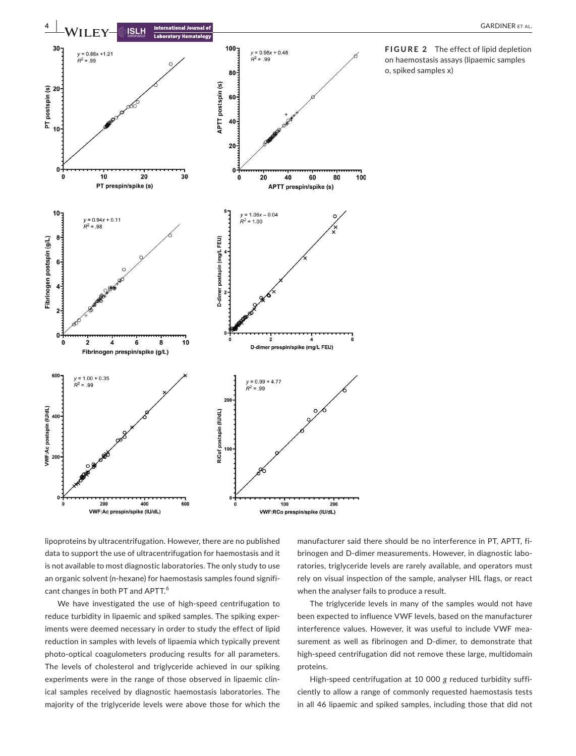**FIGURE 2** The effect of lipid depletion on haemostasis assays (lipaemic samples o, spiked samples x)

lipoproteins by ultracentrifugation. However, there are no published data to support the use of ultracentrifugation for haemostasis and it is not available to most diagnostic laboratories. The only study to use an organic solvent (n-hexane) for haemostasis samples found significant changes in both PT and APTT.[6]

We have investigated the use of high-speed centrifugation to reduce turbidity in lipaemic and spiked samples. The spiking experiments were deemed necessary in order to study the effect of lipid reduction in samples with levels of lipaemia which typically prevent photo-optical coagulometers producing results for all parameters. The levels of cholesterol and triglyceride achieved in our spiking experiments were in the range of those observed in lipaemic clinical samples received by diagnostic haemostasis laboratories. The majority of the triglyceride levels were above those for which the manufacturer said there should be no interference in PT, APTT, fibrinogen and D-dimer measurements. However, in diagnostic laboratories, triglyceride levels are rarely available, and operators must rely on visual inspection of the sample, analyser HIL flags, or react when the analyser fails to produce a result.

The triglyceride levels in many of the samples would not have been expected to influence VWF levels, based on the manufacturer interference values. However, it was useful to include VWF measurement as well as fibrinogen and D-dimer, to demonstrate that high-speed centrifugation did not remove these large, multidomain proteins.

High-speed centrifugation at 10 000 *g* reduced turbidity sufficiently to allow a range of commonly requested haemostasis tests in all 46 lipaemic and spiked samples, including those that did not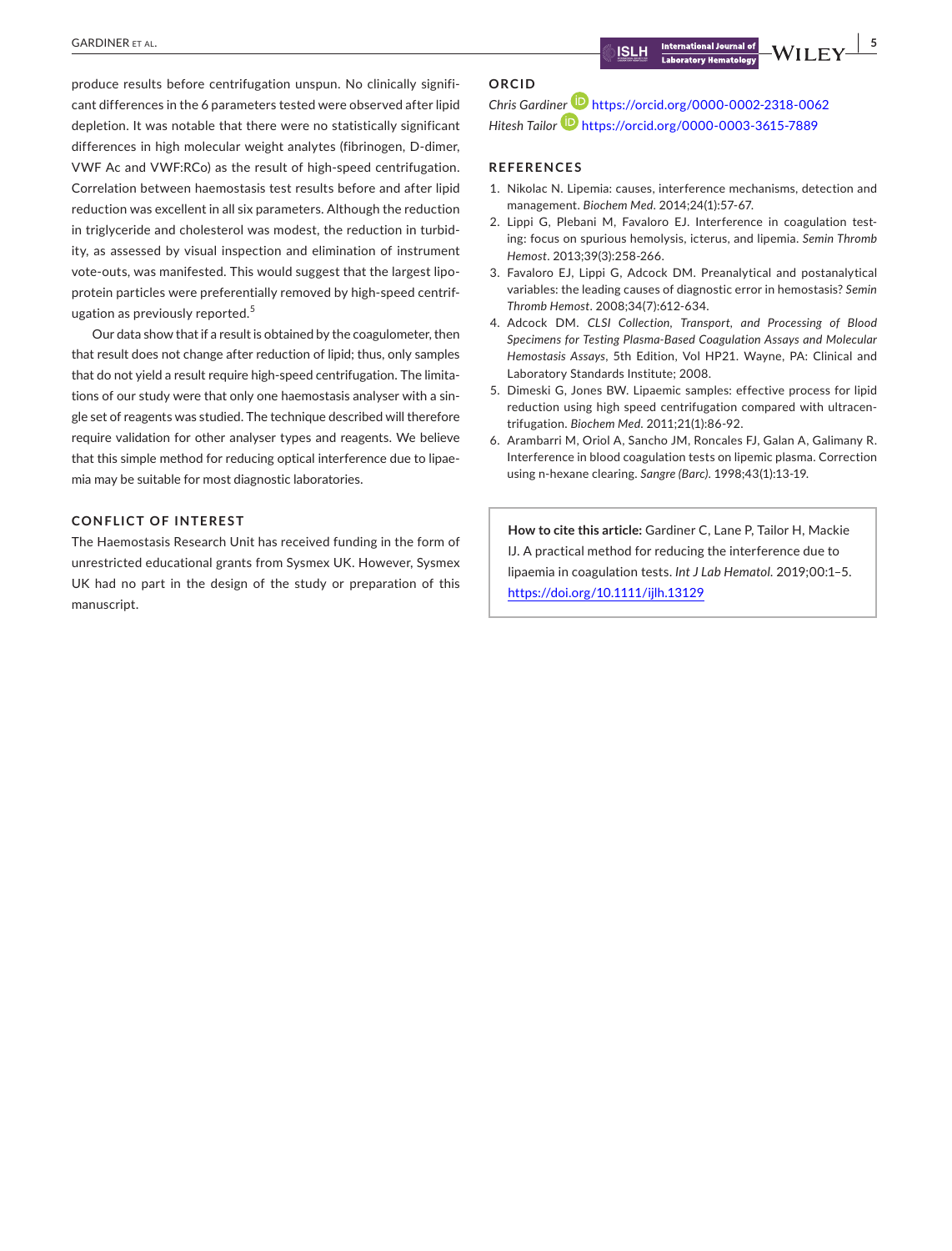produce results before centrifugation unspun. No clinically significant differences in the 6 parameters tested were observed after lipid depletion. It was notable that there were no statistically significant differences in high molecular weight analytes (fibrinogen, D-dimer, VWF Ac and VWF:RCo) as the result of high-speed centrifugation. Correlation between haemostasis test results before and after lipid reduction was excellent in all six parameters. Although the reduction in triglyceride and cholesterol was modest, the reduction in turbidity, as assessed by visual inspection and elimination of instrument vote-outs, was manifested. This would suggest that the largest lipoprotein particles were preferentially removed by high-speed centrifugation as previously reported.[5]

Our data show that if a result is obtained by the coagulometer, then that result does not change after reduction of lipid; thus, only samples that do not yield a result require high-speed centrifugation. The limitations of our study were that only one haemostasis analyser with a single set of reagents was studied. The technique described will therefore require validation for other analyser types and reagents. We believe that this simple method for reducing optical interference due to lipaemia may be suitable for most diagnostic laboratories.

## CONFLICT OF INTEREST

The Haemostasis Research Unit has received funding in the form of unrestricted educational grants from Sysmex UK. However, Sysmex UK had no part in the design of the study or preparation of this manuscript.

## ORCID

*Chris Gardiner* https://orcid.org/0000-0002-2318-0062
*Hitesh Tailor* https://orcid.org/0000-0003-3615-7889

## REFERENCES

1. Nikolac N. Lipemia: causes, interference mechanisms, detection and management. *Biochem Med*. 2014;24(1):57-67.
2. Lippi G, Plebani M, Favaloro EJ. Interference in coagulation testing: focus on spurious hemolysis, icterus, and lipemia. *Semin Thromb Hemost*. 2013;39(3):258-266.
3. Favaloro EJ, Lippi G, Adcock DM. Preanalytical and postanalytical variables: the leading causes of diagnostic error in hemostasis? *Semin Thromb Hemost*. 2008;34(7):612-634.
4. Adcock DM. *CLSI Collection, Transport, and Processing of Blood Specimens for Testing Plasma-Based Coagulation Assays and Molecular Hemostasis Assays*, 5th Edition, Vol HP21. Wayne, PA: Clinical and Laboratory Standards Institute; 2008.
5. Dimeski G, Jones BW. Lipaemic samples: effective process for lipid reduction using high speed centrifugation compared with ultracentrifugation. *Biochem Med*. 2011;21(1):86-92.
6. Arambarri M, Oriol A, Sancho JM, Roncales FJ, Galan A, Galimany R. Interference in blood coagulation tests on lipemic plasma. Correction using n-hexane clearing. *Sangre (Barc)*. 1998;43(1):13-19.

**How to cite this article:** Gardiner C, Lane P, Tailor H, Mackie IJ. A practical method for reducing the interference due to lipaemia in coagulation tests. *Int J Lab Hematol*. 2019;00:1–5. https://doi.org/10.1111/ijlh.13129